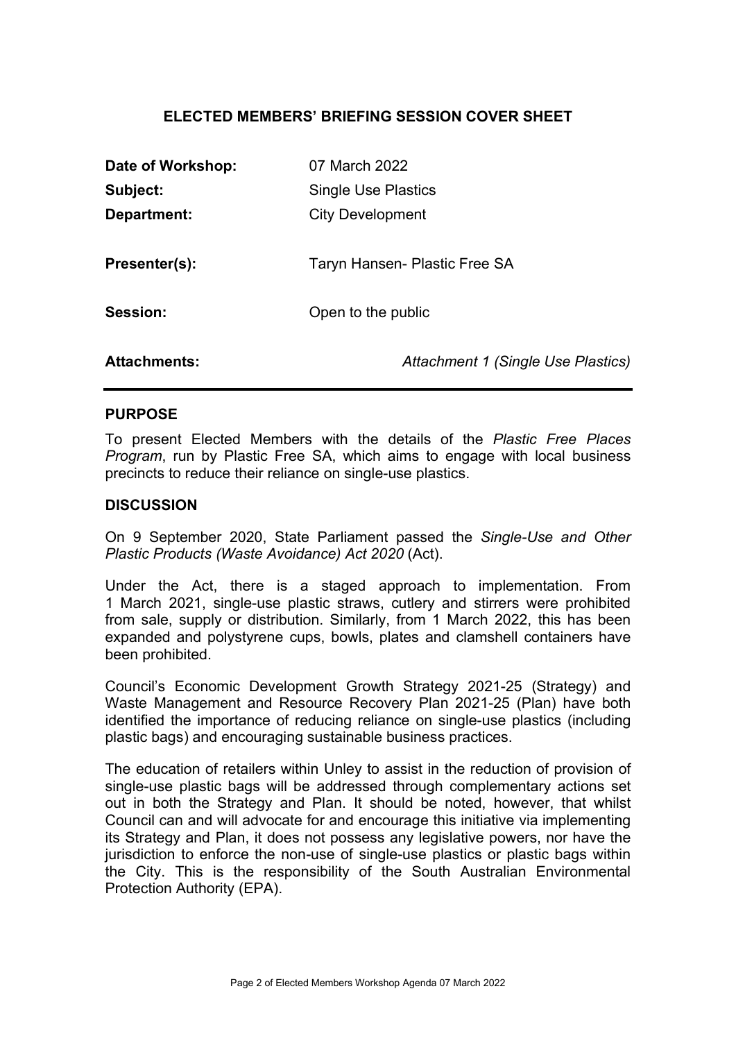## ELECTED MEMBERS' BRIEFING SESSION COVER SHEET

| | |
|---|---|
| **Date of Workshop:** | 07 March 2022 |
| **Subject:** | Single Use Plastics |
| **Department:** | City Development |
| **Presenter(s):** | Taryn Hansen- Plastic Free SA |
| **Session:** | Open to the public |
| **Attachments:** | *Attachment 1 (Single Use Plastics)* |

### PURPOSE

To present Elected Members with the details of the *Plastic Free Places Program*, run by Plastic Free SA, which aims to engage with local business precincts to reduce their reliance on single-use plastics.

### DISCUSSION

On 9 September 2020, State Parliament passed the *Single-Use and Other Plastic Products (Waste Avoidance) Act 2020* (Act).

Under the Act, there is a staged approach to implementation. From 1 March 2021, single-use plastic straws, cutlery and stirrers were prohibited from sale, supply or distribution. Similarly, from 1 March 2022, this has been expanded and polystyrene cups, bowls, plates and clamshell containers have been prohibited.

Council's Economic Development Growth Strategy 2021-25 (Strategy) and Waste Management and Resource Recovery Plan 2021-25 (Plan) have both identified the importance of reducing reliance on single-use plastics (including plastic bags) and encouraging sustainable business practices.

The education of retailers within Unley to assist in the reduction of provision of single-use plastic bags will be addressed through complementary actions set out in both the Strategy and Plan. It should be noted, however, that whilst Council can and will advocate for and encourage this initiative via implementing its Strategy and Plan, it does not possess any legislative powers, nor have the jurisdiction to enforce the non-use of single-use plastics or plastic bags within the City. This is the responsibility of the South Australian Environmental Protection Authority (EPA).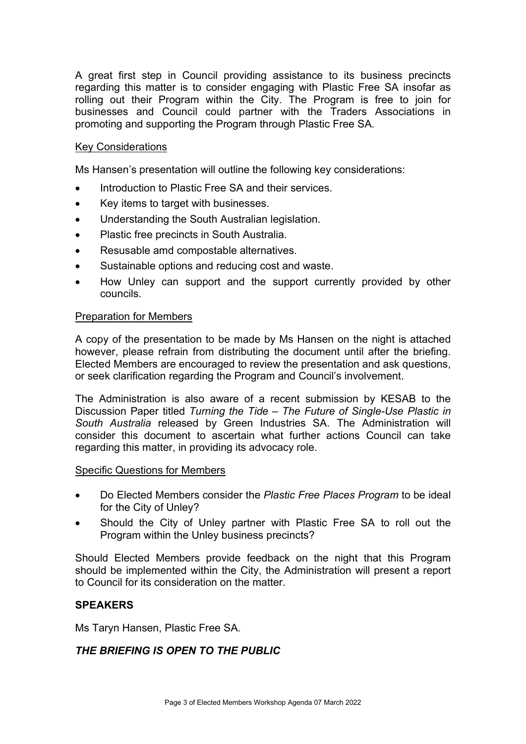A great first step in Council providing assistance to its business precincts regarding this matter is to consider engaging with Plastic Free SA insofar as rolling out their Program within the City. The Program is free to join for businesses and Council could partner with the Traders Associations in promoting and supporting the Program through Plastic Free SA.

<u>Key Considerations</u>

Ms Hansen's presentation will outline the following key considerations:

- Introduction to Plastic Free SA and their services.
- Key items to target with businesses.
- Understanding the South Australian legislation.
- Plastic free precincts in South Australia.
- Resusable amd compostable alternatives.
- Sustainable options and reducing cost and waste.
- How Unley can support and the support currently provided by other councils.

<u>Preparation for Members</u>

A copy of the presentation to be made by Ms Hansen on the night is attached however, please refrain from distributing the document until after the briefing. Elected Members are encouraged to review the presentation and ask questions, or seek clarification regarding the Program and Council's involvement.

The Administration is also aware of a recent submission by KESAB to the Discussion Paper titled *Turning the Tide – The Future of Single-Use Plastic in South Australia* released by Green Industries SA. The Administration will consider this document to ascertain what further actions Council can take regarding this matter, in providing its advocacy role.

<u>Specific Questions for Members</u>

- Do Elected Members consider the *Plastic Free Places Program* to be ideal for the City of Unley?
- Should the City of Unley partner with Plastic Free SA to roll out the Program within the Unley business precincts?

Should Elected Members provide feedback on the night that this Program should be implemented within the City, the Administration will present a report to Council for its consideration on the matter.

## SPEAKERS

Ms Taryn Hansen, Plastic Free SA.

***THE BRIEFING IS OPEN TO THE PUBLIC***